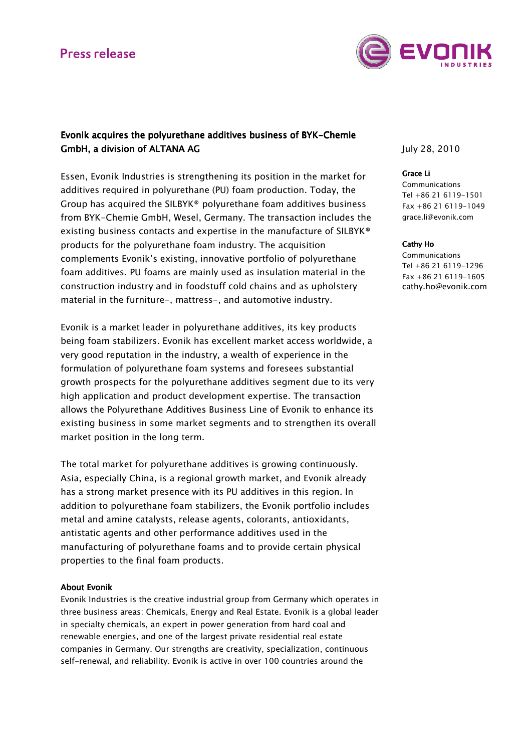Press release

# Evonik acquires the polyurethane additives business of BYK-Chemie GmbH, a division of ALTANA AG

July 28, 2010

**Grace Li**
Communications
Tel +86 21 6119-1501
Fax +86 21 6119-1049
grace.li@evonik.com

**Cathy Ho**
Communications
Tel +86 21 6119-1296
Fax +86 21 6119-1605
cathy.ho@evonik.com

Essen, Evonik Industries is strengthening its position in the market for additives required in polyurethane (PU) foam production. Today, the Group has acquired the SILBYK® polyurethane foam additives business from BYK-Chemie GmbH, Wesel, Germany. The transaction includes the existing business contacts and expertise in the manufacture of SILBYK® products for the polyurethane foam industry. The acquisition complements Evonik's existing, innovative portfolio of polyurethane foam additives. PU foams are mainly used as insulation material in the construction industry and in foodstuff cold chains and as upholstery material in the furniture-, mattress-, and automotive industry.

Evonik is a market leader in polyurethane additives, its key products being foam stabilizers. Evonik has excellent market access worldwide, a very good reputation in the industry, a wealth of experience in the formulation of polyurethane foam systems and foresees substantial growth prospects for the polyurethane additives segment due to its very high application and product development expertise. The transaction allows the Polyurethane Additives Business Line of Evonik to enhance its existing business in some market segments and to strengthen its overall market position in the long term.

The total market for polyurethane additives is growing continuously. Asia, especially China, is a regional growth market, and Evonik already has a strong market presence with its PU additives in this region. In addition to polyurethane foam stabilizers, the Evonik portfolio includes metal and amine catalysts, release agents, colorants, antioxidants, antistatic agents and other performance additives used in the manufacturing of polyurethane foams and to provide certain physical properties to the final foam products.

**About Evonik**

Evonik Industries is the creative industrial group from Germany which operates in three business areas: Chemicals, Energy and Real Estate. Evonik is a global leader in specialty chemicals, an expert in power generation from hard coal and renewable energies, and one of the largest private residential real estate companies in Germany. Our strengths are creativity, specialization, continuous self-renewal, and reliability. Evonik is active in over 100 countries around the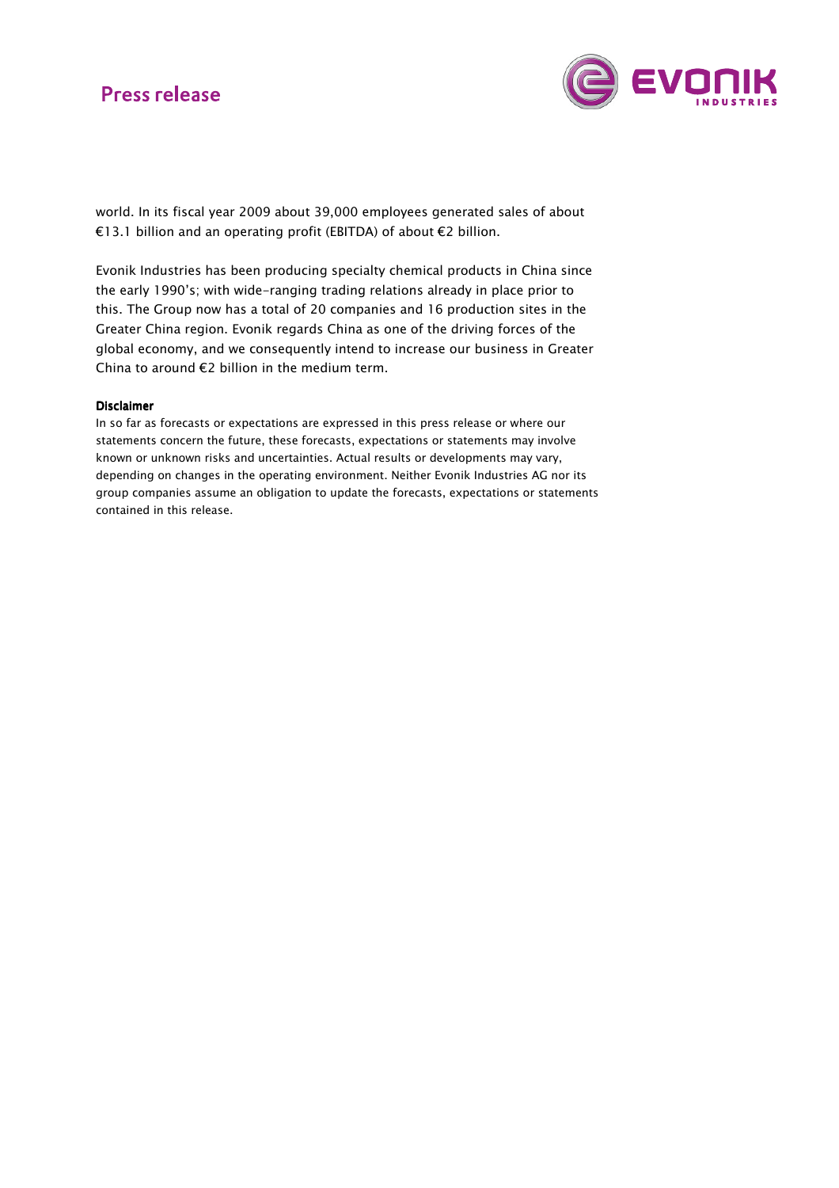world. In its fiscal year 2009 about 39,000 employees generated sales of about €13.1 billion and an operating profit (EBITDA) of about €2 billion.

Evonik Industries has been producing specialty chemical products in China since the early 1990's; with wide-ranging trading relations already in place prior to this. The Group now has a total of 20 companies and 16 production sites in the Greater China region. Evonik regards China as one of the driving forces of the global economy, and we consequently intend to increase our business in Greater China to around €2 billion in the medium term.

**Disclaimer**

In so far as forecasts or expectations are expressed in this press release or where our statements concern the future, these forecasts, expectations or statements may involve known or unknown risks and uncertainties. Actual results or developments may vary, depending on changes in the operating environment. Neither Evonik Industries AG nor its group companies assume an obligation to update the forecasts, expectations or statements contained in this release.